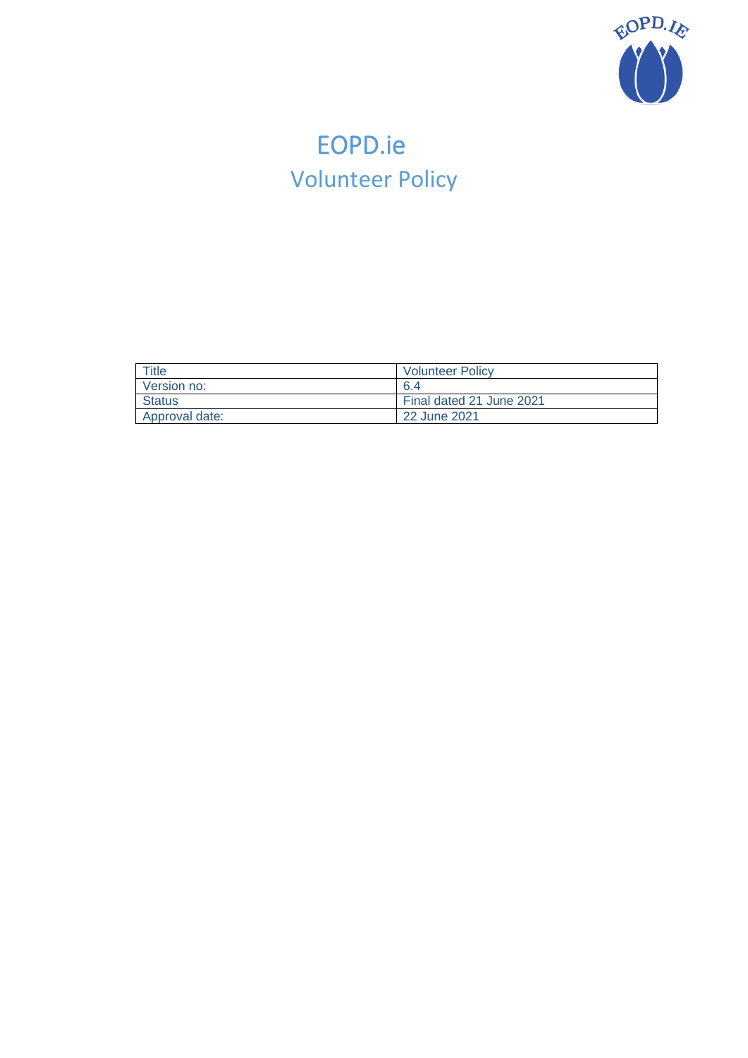# EOPD.ie
## Volunteer Policy

| Title | Volunteer Policy |
| --- | --- |
| Version no: | 6.4 |
| Status | Final dated 21 June 2021 |
| Approval date: | 22 June 2021 |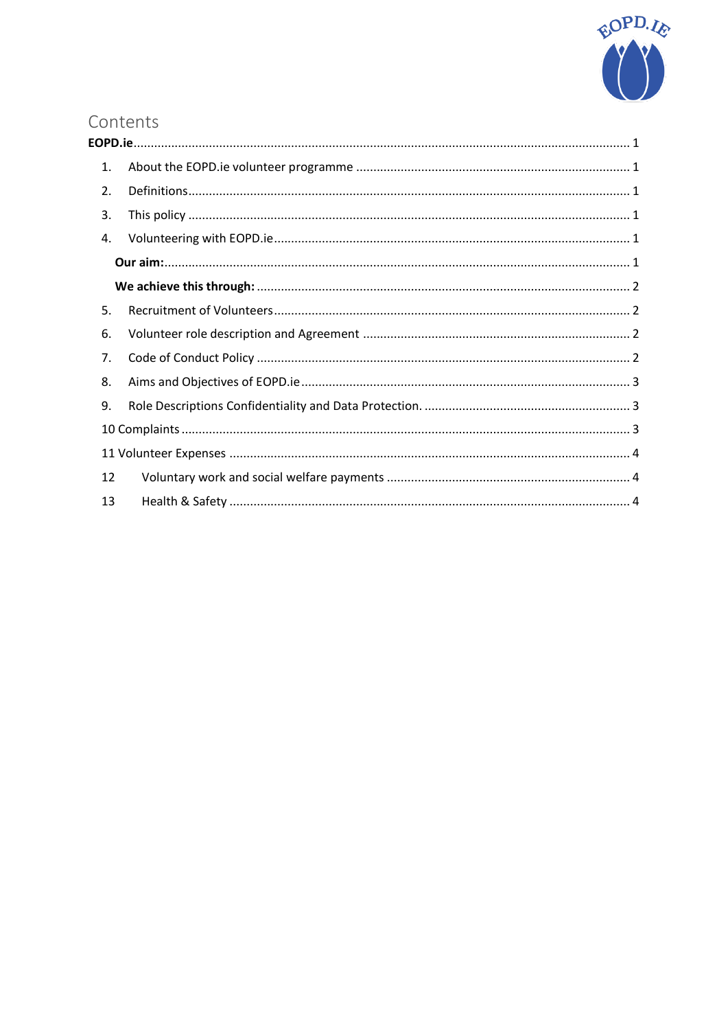# Contents

**EOPD.ie** ... 1

1. About the EOPD.ie volunteer programme ... 1
2. Definitions ... 1
3. This policy ... 1
4. Volunteering with EOPD.ie ... 1
   - **Our aim:** ... 1
   - **We achieve this through:** ... 2
5. Recruitment of Volunteers ... 2
6. Volunteer role description and Agreement ... 2
7. Code of Conduct Policy ... 2
8. Aims and Objectives of EOPD.ie ... 3
9. Role Descriptions Confidentiality and Data Protection. ... 3

10 Complaints ... 3

11 Volunteer Expenses ... 4

12 Voluntary work and social welfare payments ... 4

13 Health & Safety ... 4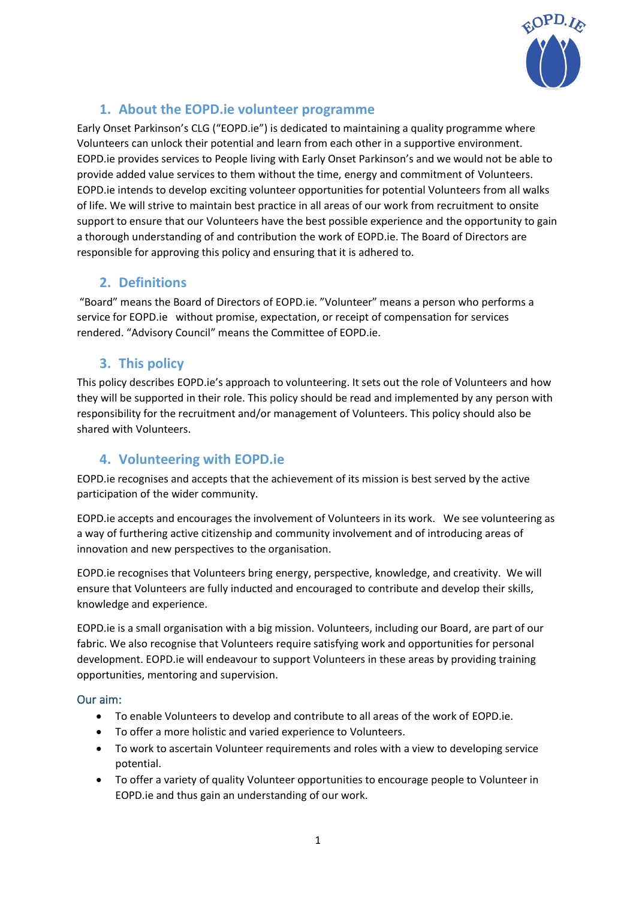## 1. About the EOPD.ie volunteer programme

Early Onset Parkinson's CLG ("EOPD.ie") is dedicated to maintaining a quality programme where Volunteers can unlock their potential and learn from each other in a supportive environment. EOPD.ie provides services to People living with Early Onset Parkinson's and we would not be able to provide added value services to them without the time, energy and commitment of Volunteers. EOPD.ie intends to develop exciting volunteer opportunities for potential Volunteers from all walks of life. We will strive to maintain best practice in all areas of our work from recruitment to onsite support to ensure that our Volunteers have the best possible experience and the opportunity to gain a thorough understanding of and contribution the work of EOPD.ie. The Board of Directors are responsible for approving this policy and ensuring that it is adhered to.

## 2. Definitions

"Board" means the Board of Directors of EOPD.ie. "Volunteer" means a person who performs a service for EOPD.ie without promise, expectation, or receipt of compensation for services rendered. "Advisory Council" means the Committee of EOPD.ie.

## 3. This policy

This policy describes EOPD.ie's approach to volunteering. It sets out the role of Volunteers and how they will be supported in their role. This policy should be read and implemented by any person with responsibility for the recruitment and/or management of Volunteers. This policy should also be shared with Volunteers.

## 4. Volunteering with EOPD.ie

EOPD.ie recognises and accepts that the achievement of its mission is best served by the active participation of the wider community.

EOPD.ie accepts and encourages the involvement of Volunteers in its work. We see volunteering as a way of furthering active citizenship and community involvement and of introducing areas of innovation and new perspectives to the organisation.

EOPD.ie recognises that Volunteers bring energy, perspective, knowledge, and creativity. We will ensure that Volunteers are fully inducted and encouraged to contribute and develop their skills, knowledge and experience.

EOPD.ie is a small organisation with a big mission. Volunteers, including our Board, are part of our fabric. We also recognise that Volunteers require satisfying work and opportunities for personal development. EOPD.ie will endeavour to support Volunteers in these areas by providing training opportunities, mentoring and supervision.

### Our aim:

- To enable Volunteers to develop and contribute to all areas of the work of EOPD.ie.
- To offer a more holistic and varied experience to Volunteers.
- To work to ascertain Volunteer requirements and roles with a view to developing service potential.
- To offer a variety of quality Volunteer opportunities to encourage people to Volunteer in EOPD.ie and thus gain an understanding of our work.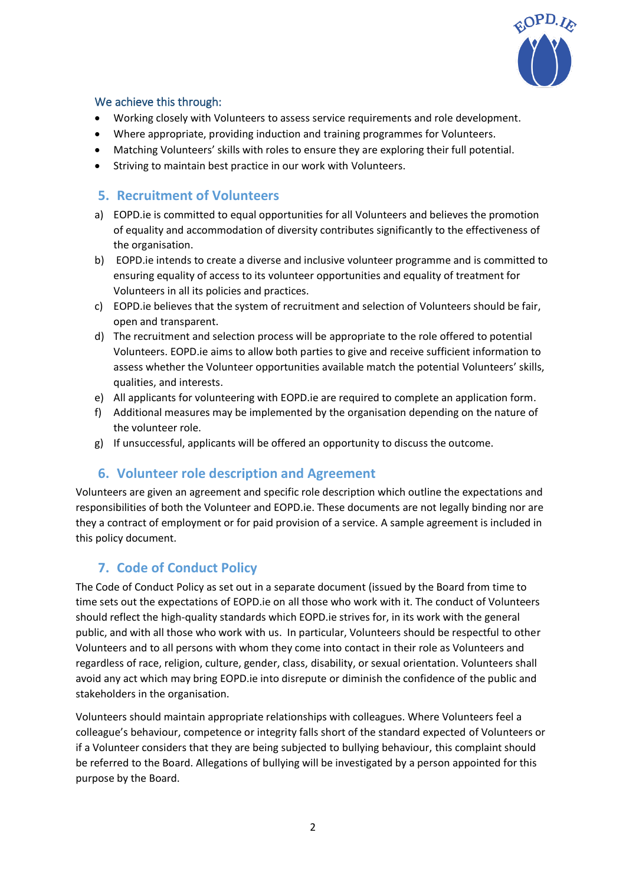### We achieve this through:

- Working closely with Volunteers to assess service requirements and role development.
- Where appropriate, providing induction and training programmes for Volunteers.
- Matching Volunteers' skills with roles to ensure they are exploring their full potential.
- Striving to maintain best practice in our work with Volunteers.

## 5. Recruitment of Volunteers

a) EOPD.ie is committed to equal opportunities for all Volunteers and believes the promotion of equality and accommodation of diversity contributes significantly to the effectiveness of the organisation.

b) EOPD.ie intends to create a diverse and inclusive volunteer programme and is committed to ensuring equality of access to its volunteer opportunities and equality of treatment for Volunteers in all its policies and practices.

c) EOPD.ie believes that the system of recruitment and selection of Volunteers should be fair, open and transparent.

d) The recruitment and selection process will be appropriate to the role offered to potential Volunteers. EOPD.ie aims to allow both parties to give and receive sufficient information to assess whether the Volunteer opportunities available match the potential Volunteers' skills, qualities, and interests.

e) All applicants for volunteering with EOPD.ie are required to complete an application form.

f) Additional measures may be implemented by the organisation depending on the nature of the volunteer role.

g) If unsuccessful, applicants will be offered an opportunity to discuss the outcome.

## 6. Volunteer role description and Agreement

Volunteers are given an agreement and specific role description which outline the expectations and responsibilities of both the Volunteer and EOPD.ie. These documents are not legally binding nor are they a contract of employment or for paid provision of a service. A sample agreement is included in this policy document.

## 7. Code of Conduct Policy

The Code of Conduct Policy as set out in a separate document (issued by the Board from time to time sets out the expectations of EOPD.ie on all those who work with it. The conduct of Volunteers should reflect the high-quality standards which EOPD.ie strives for, in its work with the general public, and with all those who work with us. In particular, Volunteers should be respectful to other Volunteers and to all persons with whom they come into contact in their role as Volunteers and regardless of race, religion, culture, gender, class, disability, or sexual orientation. Volunteers shall avoid any act which may bring EOPD.ie into disrepute or diminish the confidence of the public and stakeholders in the organisation.

Volunteers should maintain appropriate relationships with colleagues. Where Volunteers feel a colleague's behaviour, competence or integrity falls short of the standard expected of Volunteers or if a Volunteer considers that they are being subjected to bullying behaviour, this complaint should be referred to the Board. Allegations of bullying will be investigated by a person appointed for this purpose by the Board.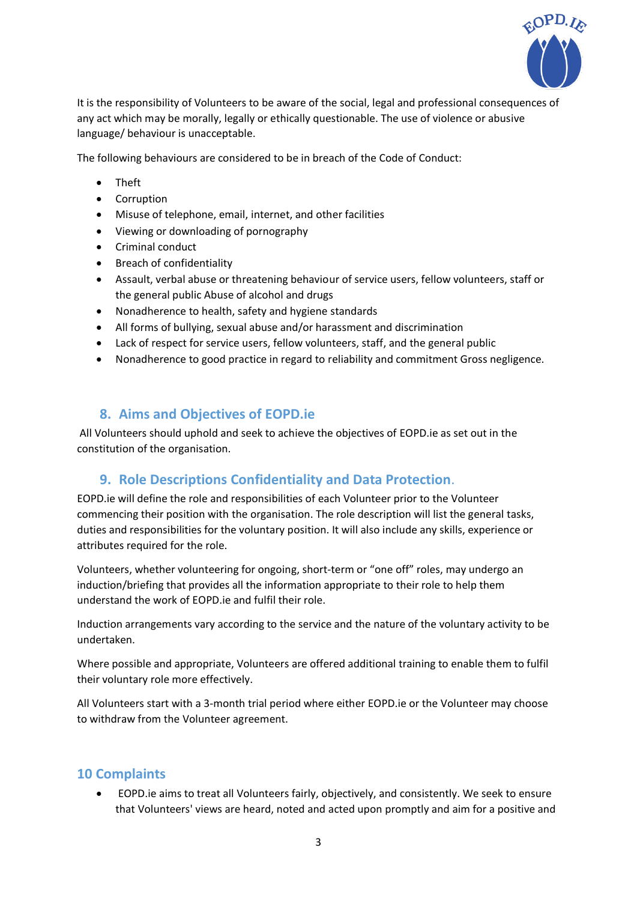It is the responsibility of Volunteers to be aware of the social, legal and professional consequences of any act which may be morally, legally or ethically questionable. The use of violence or abusive language/ behaviour is unacceptable.

The following behaviours are considered to be in breach of the Code of Conduct:

- Theft
- Corruption
- Misuse of telephone, email, internet, and other facilities
- Viewing or downloading of pornography
- Criminal conduct
- Breach of confidentiality
- Assault, verbal abuse or threatening behaviour of service users, fellow volunteers, staff or the general public Abuse of alcohol and drugs
- Nonadherence to health, safety and hygiene standards
- All forms of bullying, sexual abuse and/or harassment and discrimination
- Lack of respect for service users, fellow volunteers, staff, and the general public
- Nonadherence to good practice in regard to reliability and commitment Gross negligence.

## 8. Aims and Objectives of EOPD.ie

All Volunteers should uphold and seek to achieve the objectives of EOPD.ie as set out in the constitution of the organisation.

## 9. Role Descriptions Confidentiality and Data Protection.

EOPD.ie will define the role and responsibilities of each Volunteer prior to the Volunteer commencing their position with the organisation. The role description will list the general tasks, duties and responsibilities for the voluntary position. It will also include any skills, experience or attributes required for the role.

Volunteers, whether volunteering for ongoing, short-term or "one off" roles, may undergo an induction/briefing that provides all the information appropriate to their role to help them understand the work of EOPD.ie and fulfil their role.

Induction arrangements vary according to the service and the nature of the voluntary activity to be undertaken.

Where possible and appropriate, Volunteers are offered additional training to enable them to fulfil their voluntary role more effectively.

All Volunteers start with a 3-month trial period where either EOPD.ie or the Volunteer may choose to withdraw from the Volunteer agreement.

## 10 Complaints

- EOPD.ie aims to treat all Volunteers fairly, objectively, and consistently. We seek to ensure that Volunteers' views are heard, noted and acted upon promptly and aim for a positive and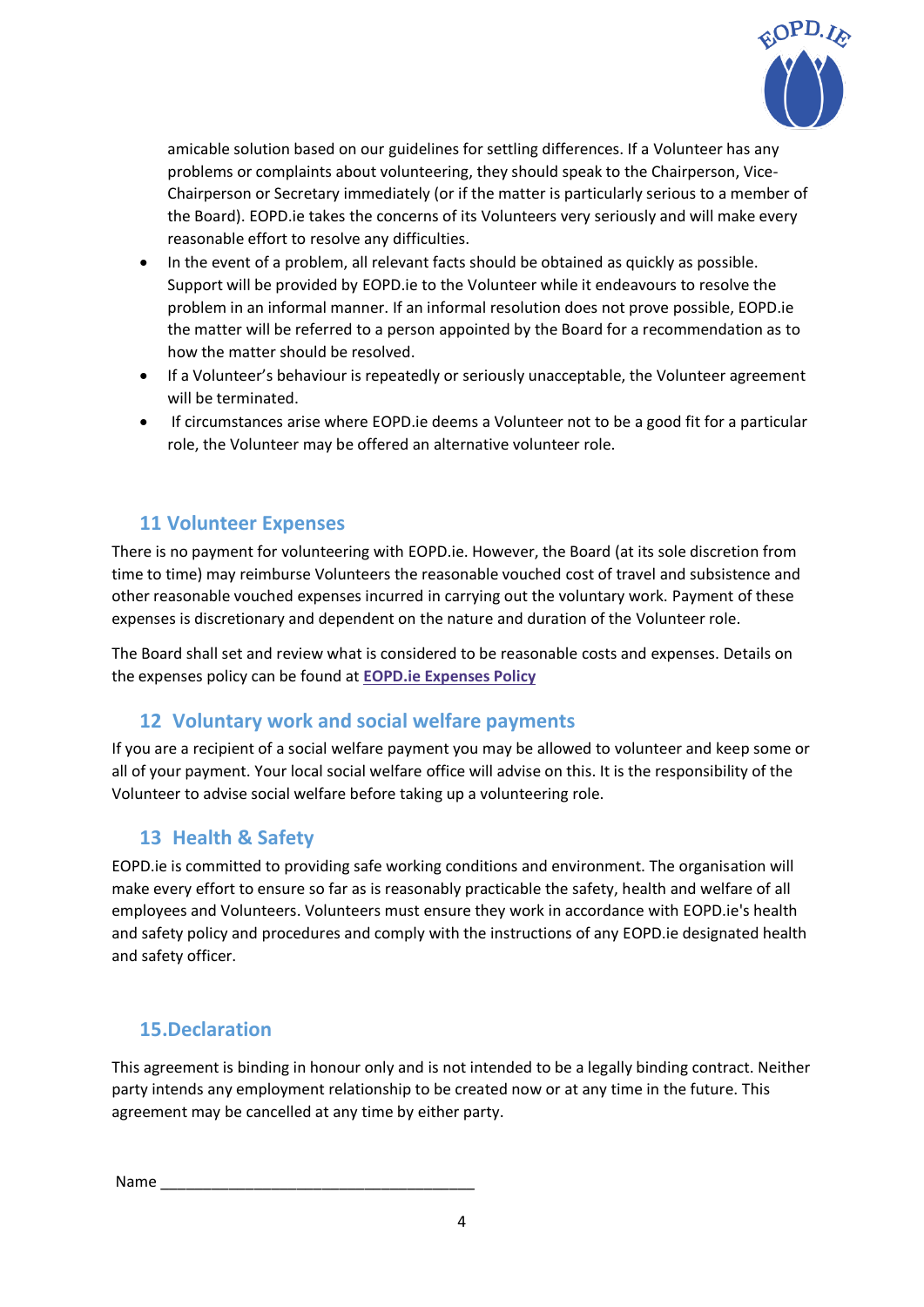amicable solution based on our guidelines for settling differences. If a Volunteer has any problems or complaints about volunteering, they should speak to the Chairperson, Vice-Chairperson or Secretary immediately (or if the matter is particularly serious to a member of the Board). EOPD.ie takes the concerns of its Volunteers very seriously and will make every reasonable effort to resolve any difficulties.

- In the event of a problem, all relevant facts should be obtained as quickly as possible. Support will be provided by EOPD.ie to the Volunteer while it endeavours to resolve the problem in an informal manner. If an informal resolution does not prove possible, EOPD.ie the matter will be referred to a person appointed by the Board for a recommendation as to how the matter should be resolved.
- If a Volunteer's behaviour is repeatedly or seriously unacceptable, the Volunteer agreement will be terminated.
- If circumstances arise where EOPD.ie deems a Volunteer not to be a good fit for a particular role, the Volunteer may be offered an alternative volunteer role.

## 11 Volunteer Expenses

There is no payment for volunteering with EOPD.ie. However, the Board (at its sole discretion from time to time) may reimburse Volunteers the reasonable vouched cost of travel and subsistence and other reasonable vouched expenses incurred in carrying out the voluntary work. Payment of these expenses is discretionary and dependent on the nature and duration of the Volunteer role.

The Board shall set and review what is considered to be reasonable costs and expenses. Details on the expenses policy can be found at **EOPD.ie Expenses Policy**

## 12 Voluntary work and social welfare payments

If you are a recipient of a social welfare payment you may be allowed to volunteer and keep some or all of your payment. Your local social welfare office will advise on this. It is the responsibility of the Volunteer to advise social welfare before taking up a volunteering role.

## 13 Health & Safety

EOPD.ie is committed to providing safe working conditions and environment. The organisation will make every effort to ensure so far as is reasonably practicable the safety, health and welfare of all employees and Volunteers. Volunteers must ensure they work in accordance with EOPD.ie's health and safety policy and procedures and comply with the instructions of any EOPD.ie designated health and safety officer.

## 15.Declaration

This agreement is binding in honour only and is not intended to be a legally binding contract. Neither party intends any employment relationship to be created now or at any time in the future. This agreement may be cancelled at any time by either party.

Name ____________________________________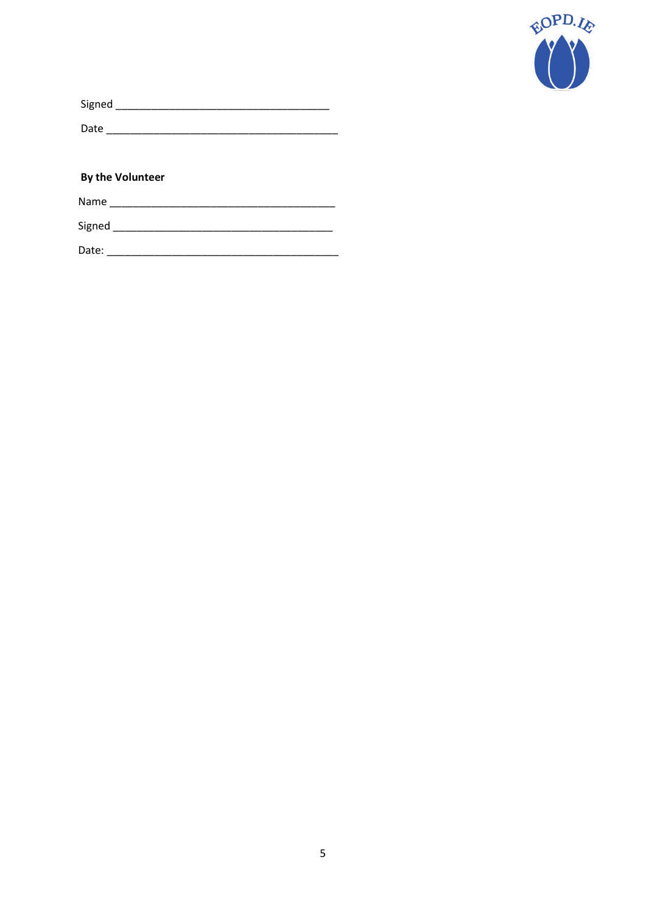Signed ____________________________________

Date _______________________________________

**By the Volunteer**

Name ______________________________________

Signed _____________________________________

Date: ______________________________________